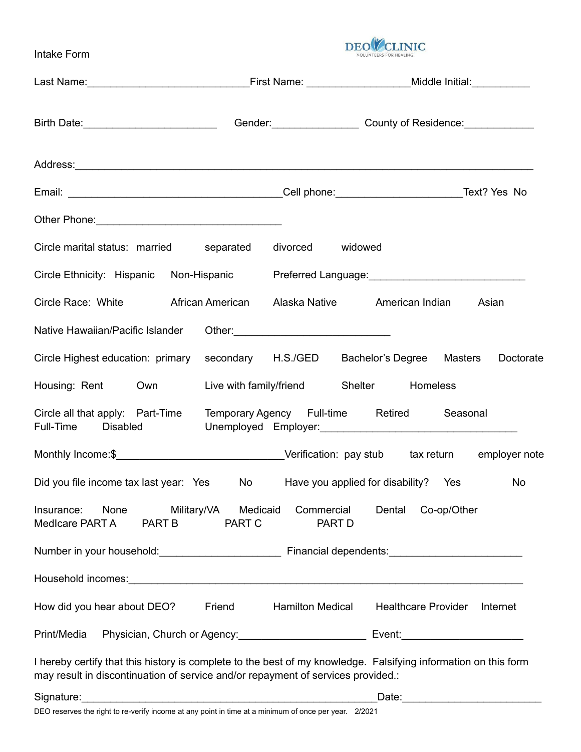# Intake Form

DEO CLINIC
VOLUNTEERS FOR HEALING

Last Name:____________________________ First Name: __________________ Middle Initial:__________

Birth Date:_______________________ Gender:_______________ County of Residence:____________

Address:_________________________________________________________________________________

Email: ______________________________________ Cell phone:______________________ Text? Yes No

Other Phone:________________________________

Circle marital status: married separated divorced widowed

Circle Ethnicity: Hispanic Non-Hispanic Preferred Language:___________________________

Circle Race: White African American Alaska Native American Indian Asian

Native Hawaiian/Pacific Islander Other:___________________________

Circle Highest education: primary secondary H.S./GED Bachelor's Degree Masters Doctorate

Housing: Rent Own Live with family/friend Shelter Homeless

Circle all that apply: Part-Time Temporary Agency Full-time Retired Seasonal
Full-Time Disabled Unemployed Employer:__________________________________

Monthly Income:$____________________________ Verification: pay stub tax return employer note

Did you file income tax last year: Yes No Have you applied for disability? Yes No

Insurance: None Military/VA Medicaid Commercial Dental Co-op/Other
MedIcare PART A PART B PART C PART D

Number in your household:_____________________ Financial dependents:_______________________

Household incomes:______________________________________________________________________

How did you hear about DEO? Friend Hamilton Medical Healthcare Provider Internet

Print/Media Physician, Church or Agency:______________________ Event:_____________________

I hereby certify that this history is complete to the best of my knowledge. Falsifying information on this form may result in discontinuation of service and/or repayment of services provided.:

Signature:____________________________________________________ Date:________________________

DEO reserves the right to re-verify income at any point in time at a minimum of once per year. 2/2021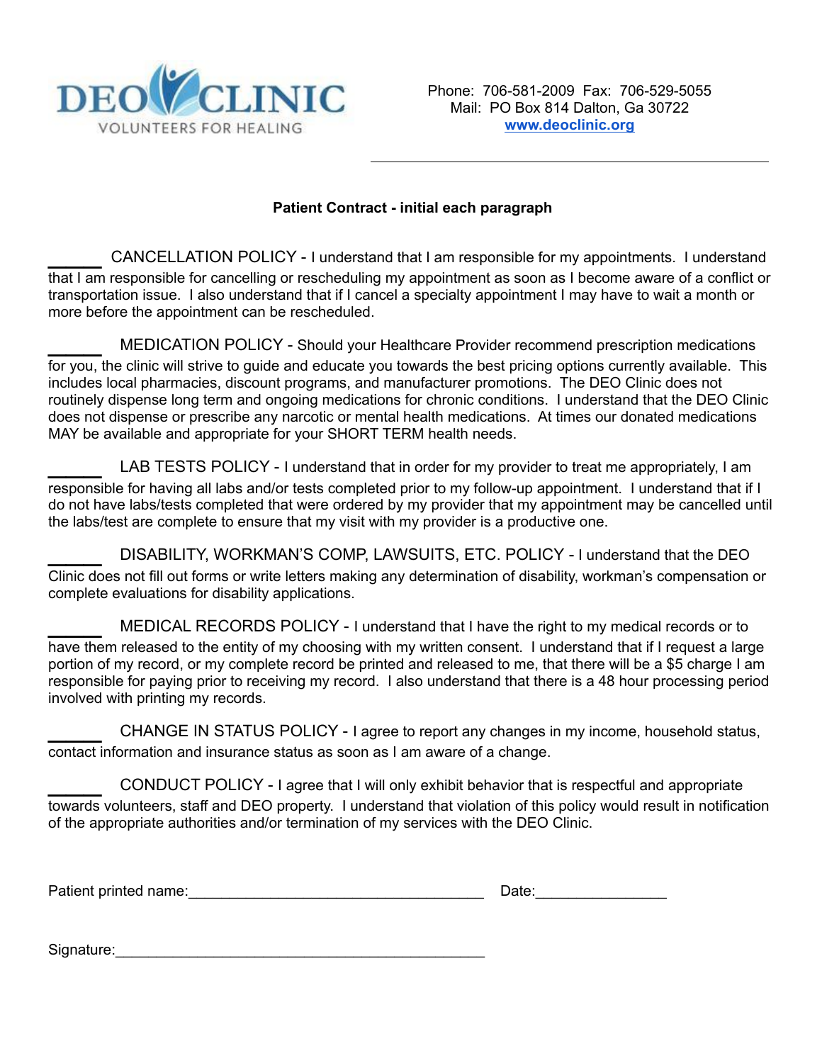DEO CLINIC
VOLUNTEERS FOR HEALING

Phone: 706-581-2009 Fax: 706-529-5055
Mail: PO Box 814 Dalton, Ga 30722
[www.deoclinic.org](http://www.deoclinic.org)

**Patient Contract - initial each paragraph**

______ CANCELLATION POLICY - I understand that I am responsible for my appointments. I understand that I am responsible for cancelling or rescheduling my appointment as soon as I become aware of a conflict or transportation issue. I also understand that if I cancel a specialty appointment I may have to wait a month or more before the appointment can be rescheduled.

______ MEDICATION POLICY - Should your Healthcare Provider recommend prescription medications for you, the clinic will strive to guide and educate you towards the best pricing options currently available. This includes local pharmacies, discount programs, and manufacturer promotions. The DEO Clinic does not routinely dispense long term and ongoing medications for chronic conditions. I understand that the DEO Clinic does not dispense or prescribe any narcotic or mental health medications. At times our donated medications MAY be available and appropriate for your SHORT TERM health needs.

______ LAB TESTS POLICY - I understand that in order for my provider to treat me appropriately, I am responsible for having all labs and/or tests completed prior to my follow-up appointment. I understand that if I do not have labs/tests completed that were ordered by my provider that my appointment may be cancelled until the labs/test are complete to ensure that my visit with my provider is a productive one.

______ DISABILITY, WORKMAN'S COMP, LAWSUITS, ETC. POLICY - I understand that the DEO Clinic does not fill out forms or write letters making any determination of disability, workman's compensation or complete evaluations for disability applications.

______ MEDICAL RECORDS POLICY - I understand that I have the right to my medical records or to have them released to the entity of my choosing with my written consent. I understand that if I request a large portion of my record, or my complete record be printed and released to me, that there will be a $5 charge I am responsible for paying prior to receiving my record. I also understand that there is a 48 hour processing period involved with printing my records.

______ CHANGE IN STATUS POLICY - I agree to report any changes in my income, household status, contact information and insurance status as soon as I am aware of a change.

______ CONDUCT POLICY - I agree that I will only exhibit behavior that is respectful and appropriate towards volunteers, staff and DEO property. I understand that violation of this policy would result in notification of the appropriate authorities and/or termination of my services with the DEO Clinic.

Patient printed name:____________________________________ Date:________________

Signature:______________________________________________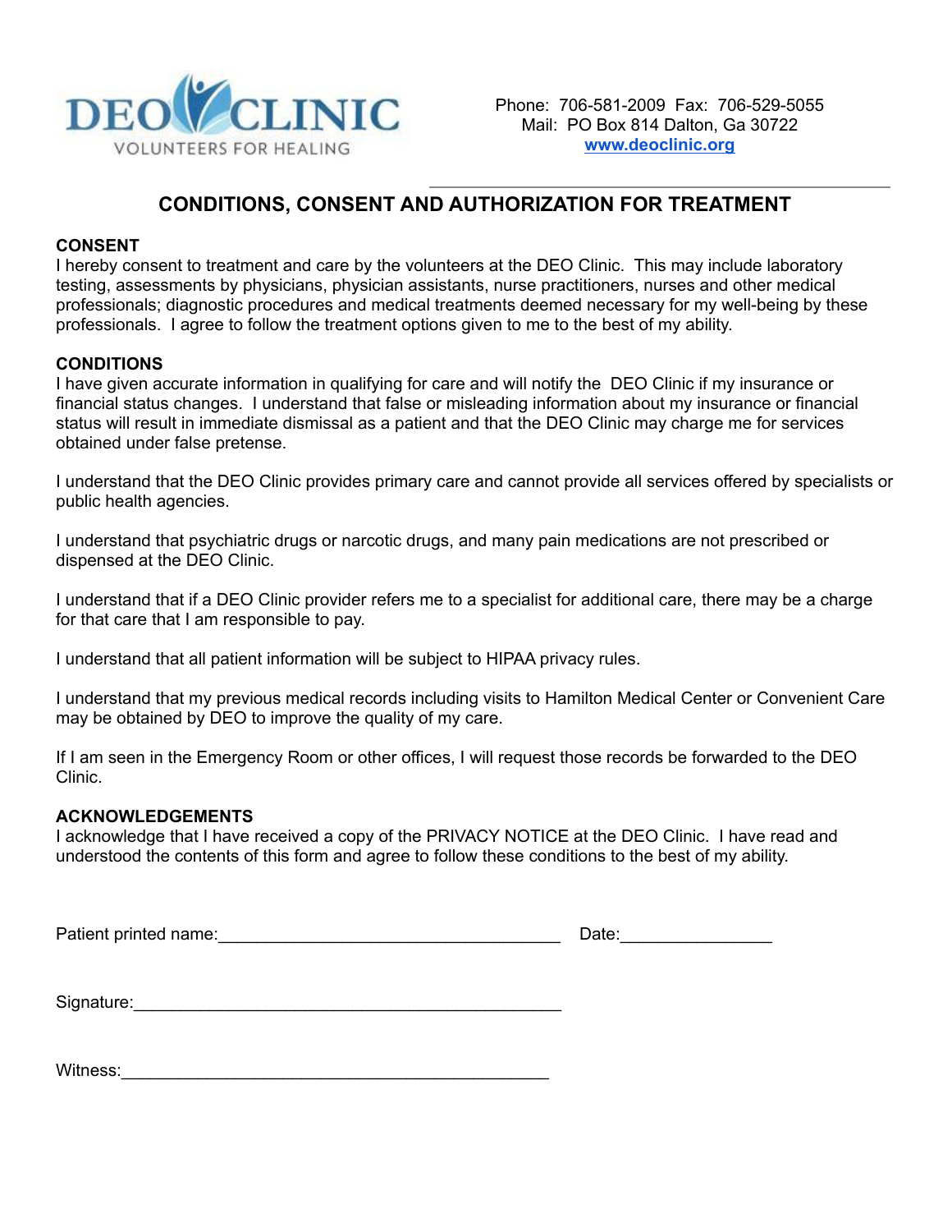DEO CLINIC
VOLUNTEERS FOR HEALING

Phone: 706-581-2009 Fax: 706-529-5055
Mail: PO Box 814 Dalton, Ga 30722
[www.deoclinic.org](http://www.deoclinic.org)

# CONDITIONS, CONSENT AND AUTHORIZATION FOR TREATMENT

**CONSENT**

I hereby consent to treatment and care by the volunteers at the DEO Clinic. This may include laboratory testing, assessments by physicians, physician assistants, nurse practitioners, nurses and other medical professionals; diagnostic procedures and medical treatments deemed necessary for my well-being by these professionals. I agree to follow the treatment options given to me to the best of my ability.

**CONDITIONS**

I have given accurate information in qualifying for care and will notify the DEO Clinic if my insurance or financial status changes. I understand that false or misleading information about my insurance or financial status will result in immediate dismissal as a patient and that the DEO Clinic may charge me for services obtained under false pretense.

I understand that the DEO Clinic provides primary care and cannot provide all services offered by specialists or public health agencies.

I understand that psychiatric drugs or narcotic drugs, and many pain medications are not prescribed or dispensed at the DEO Clinic.

I understand that if a DEO Clinic provider refers me to a specialist for additional care, there may be a charge for that care that I am responsible to pay.

I understand that all patient information will be subject to HIPAA privacy rules.

I understand that my previous medical records including visits to Hamilton Medical Center or Convenient Care may be obtained by DEO to improve the quality of my care.

If I am seen in the Emergency Room or other offices, I will request those records be forwarded to the DEO Clinic.

**ACKNOWLEDGEMENTS**

I acknowledge that I have received a copy of the PRIVACY NOTICE at the DEO Clinic. I have read and understood the contents of this form and agree to follow these conditions to the best of my ability.

Patient printed name:____________________________________ Date:________________

Signature:______________________________________________

Witness:______________________________________________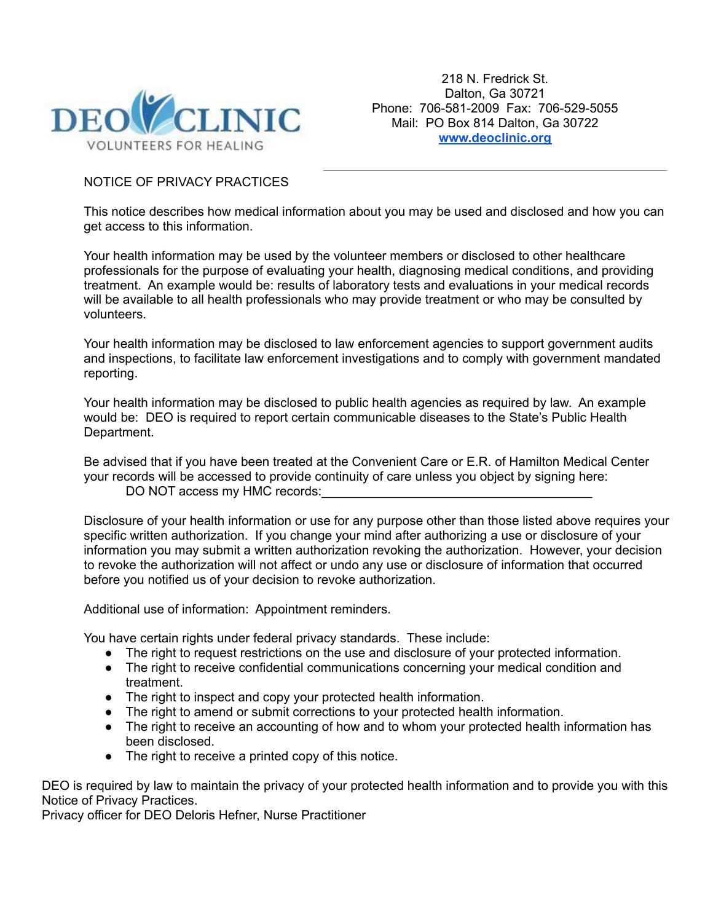**DEO CLINIC**
VOLUNTEERS FOR HEALING

218 N. Fredrick St.
Dalton, Ga 30721
Phone: 706-581-2009 Fax: 706-529-5055
Mail: PO Box 814 Dalton, Ga 30722
[www.deoclinic.org](http://www.deoclinic.org)

---

NOTICE OF PRIVACY PRACTICES

This notice describes how medical information about you may be used and disclosed and how you can get access to this information.

Your health information may be used by the volunteer members or disclosed to other healthcare professionals for the purpose of evaluating your health, diagnosing medical conditions, and providing treatment. An example would be: results of laboratory tests and evaluations in your medical records will be available to all health professionals who may provide treatment or who may be consulted by volunteers.

Your health information may be disclosed to law enforcement agencies to support government audits and inspections, to facilitate law enforcement investigations and to comply with government mandated reporting.

Your health information may be disclosed to public health agencies as required by law. An example would be: DEO is required to report certain communicable diseases to the State's Public Health Department.

Be advised that if you have been treated at the Convenient Care or E.R. of Hamilton Medical Center your records will be accessed to provide continuity of care unless you object by signing here:

DO NOT access my HMC records:_______________________________________

Disclosure of your health information or use for any purpose other than those listed above requires your specific written authorization. If you change your mind after authorizing a use or disclosure of your information you may submit a written authorization revoking the authorization. However, your decision to revoke the authorization will not affect or undo any use or disclosure of information that occurred before you notified us of your decision to revoke authorization.

Additional use of information: Appointment reminders.

You have certain rights under federal privacy standards. These include:

- The right to request restrictions on the use and disclosure of your protected information.
- The right to receive confidential communications concerning your medical condition and treatment.
- The right to inspect and copy your protected health information.
- The right to amend or submit corrections to your protected health information.
- The right to receive an accounting of how and to whom your protected health information has been disclosed.
- The right to receive a printed copy of this notice.

DEO is required by law to maintain the privacy of your protected health information and to provide you with this Notice of Privacy Practices.
Privacy officer for DEO Deloris Hefner, Nurse Practitioner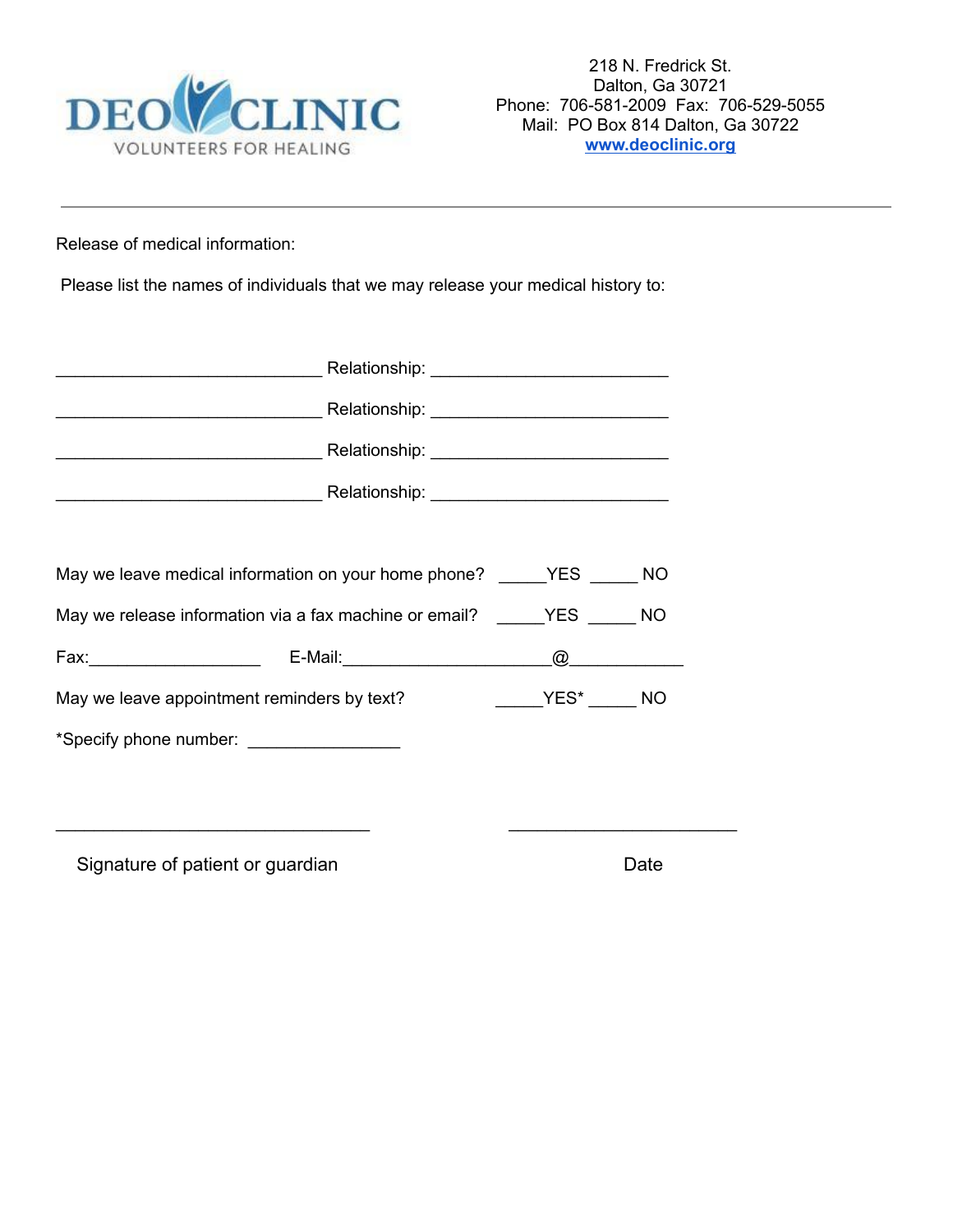DEO CLINIC
VOLUNTEERS FOR HEALING

218 N. Fredrick St.
Dalton, Ga 30721
Phone: 706-581-2009 Fax: 706-529-5055
Mail: PO Box 814 Dalton, Ga 30722
[www.deoclinic.org](http://www.deoclinic.org)

---

Release of medical information:

Please list the names of individuals that we may release your medical history to:

_____________________________ Relationship: __________________________

_____________________________ Relationship: __________________________

_____________________________ Relationship: __________________________

_____________________________ Relationship: __________________________

May we leave medical information on your home phone? _____YES _____ NO

May we release information via a fax machine or email? _____YES _____ NO

Fax:__________________ E-Mail:______________________@____________

May we leave appointment reminders by text? _____YES* _____ NO

*Specify phone number: ________________

_________________________________ ________________________

Signature of patient or guardian Date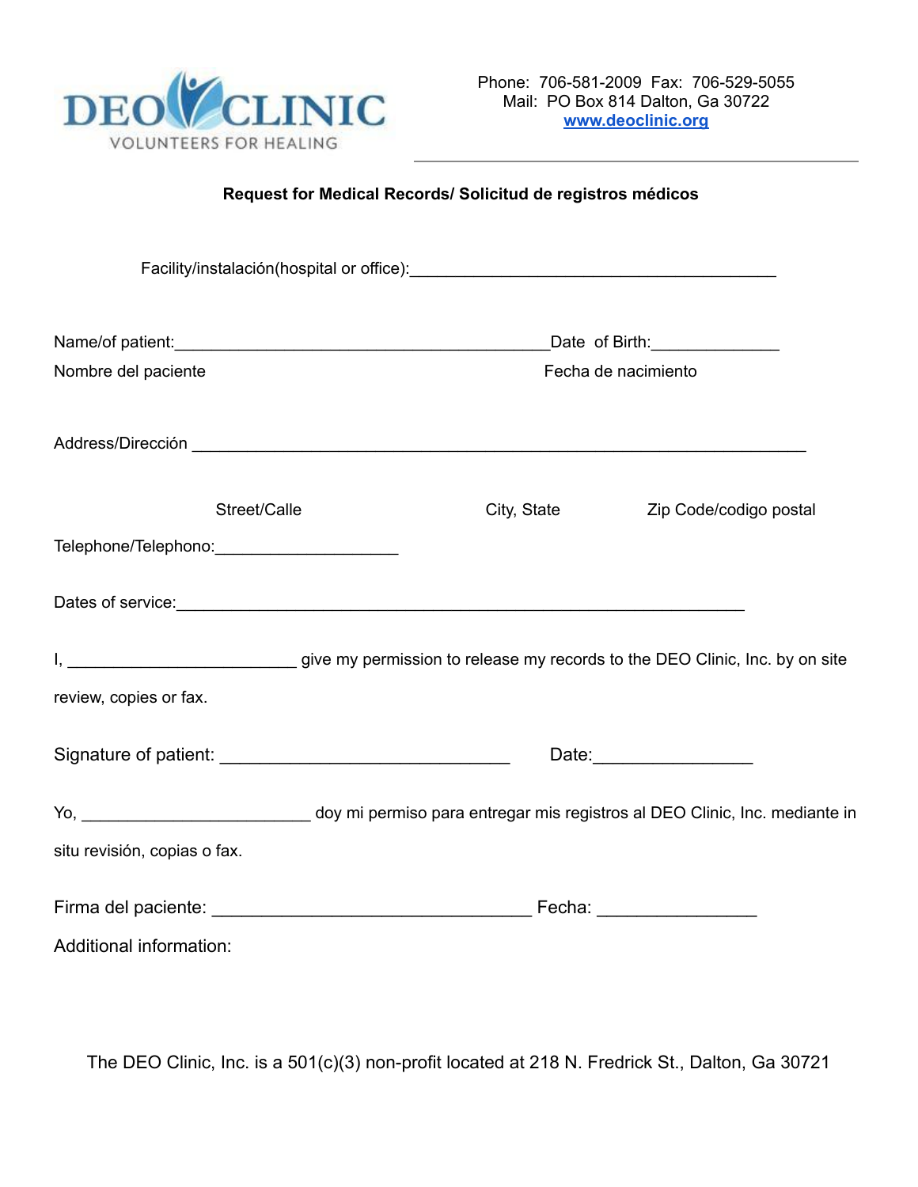DEO CLINIC
VOLUNTEERS FOR HEALING

Phone: 706-581-2009 Fax: 706-529-5055
Mail: PO Box 814 Dalton, Ga 30722
www.deoclinic.org

**Request for Medical Records/ Solicitud de registros médicos**

Facility/instalación(hospital or office):________________________________________

Name/of patient:_________________________________________Date of Birth:______________
Nombre del paciente Fecha de nacimiento

Address/Dirección ______________________________________________________________________

Street/Calle City, State Zip Code/codigo postal

Telephone/Telephono:____________________

Dates of service:_______________________________________________________________

I, _________________________ give my permission to release my records to the DEO Clinic, Inc. by on site review, copies or fax.

Signature of patient: ______________________________ Date:________________

Yo, _________________________ doy mi permiso para entregar mis registros al DEO Clinic, Inc. mediante in situ revisión, copias o fax.

Firma del paciente: _________________________________ Fecha: ________________

Additional information:

The DEO Clinic, Inc. is a 501(c)(3) non-profit located at 218 N. Fredrick St., Dalton, Ga 30721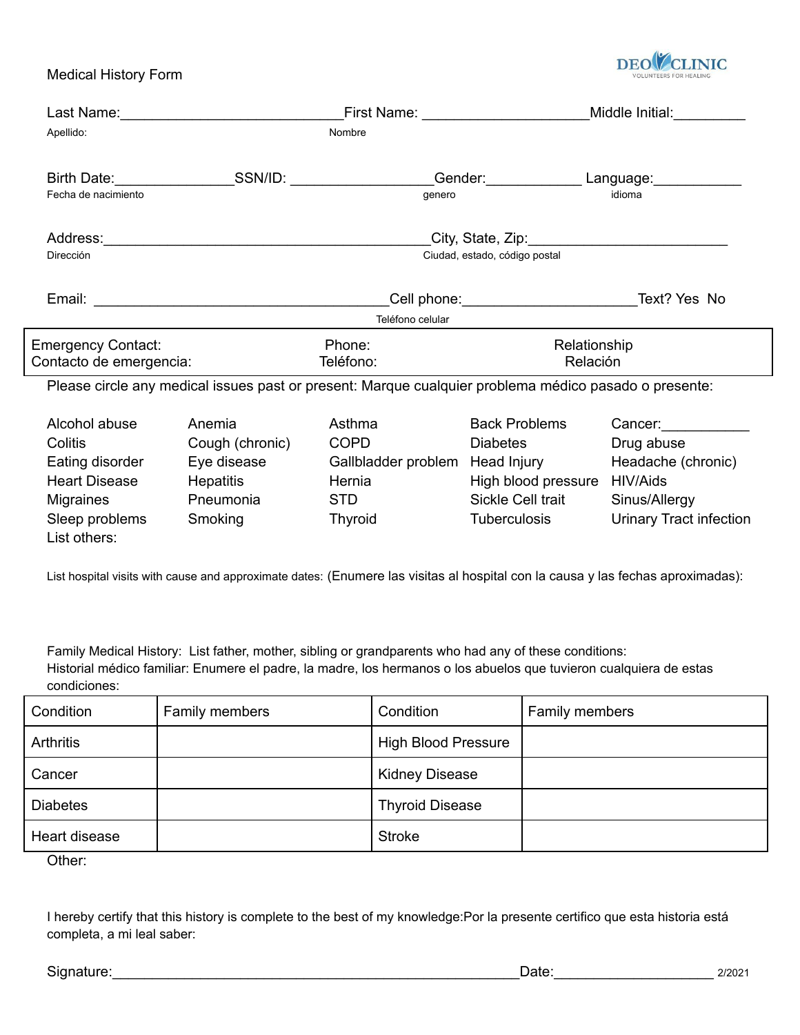# Medical History Form

DEO CLINIC
VOLUNTEERS FOR HEALING

Last Name:_____________________________First Name: _____________________Middle Initial:_________
Apellido: Nombre

Birth Date:_______________SSN/ID: _________________Gender:____________ Language:___________
Fecha de nacimiento genero idioma

Address:__________________________________________City, State, Zip:_________________________
Dirección Ciudad, estado, código postal

Email: ______________________________________Cell phone:______________________Text? Yes No
Teléfono celular

| | | |
|---|---|---|
| Emergency Contact:<br>Contacto de emergencia: | Phone:<br>Teléfono: | Relationship<br>Relación |

Please circle any medical issues past or present: Marque cualquier problema médico pasado o presente:

| | | | | |
|---|---|---|---|---|
| Alcohol abuse | Anemia | Asthma | Back Problems | Cancer:___________ |
| Colitis | Cough (chronic) | COPD | Diabetes | Drug abuse |
| Eating disorder | Eye disease | Gallbladder problem | Head Injury | Headache (chronic) |
| Heart Disease | Hepatitis | Hernia | High blood pressure | HIV/Aids |
| Migraines | Pneumonia | STD | Sickle Cell trait | Sinus/Allergy |
| Sleep problems | Smoking | Thyroid | Tuberculosis | Urinary Tract infection |

List others:

List hospital visits with cause and approximate dates: (Enumere las visitas al hospital con la causa y las fechas aproximadas):

Family Medical History: List father, mother, sibling or grandparents who had any of these conditions:
Historial médico familiar: Enumere el padre, la madre, los hermanos o los abuelos que tuvieron cualquiera de estas condiciones:

| Condition | Family members | Condition | Family members |
|---|---|---|---|
| Arthritis | | High Blood Pressure | |
| Cancer | | Kidney Disease | |
| Diabetes | | Thyroid Disease | |
| Heart disease | | Stroke | |

Other:

I hereby certify that this history is complete to the best of my knowledge:Por la presente certifico que esta historia está completa, a mi leal saber:

Signature:_______________________________________________________Date:_____________________ 2/2021